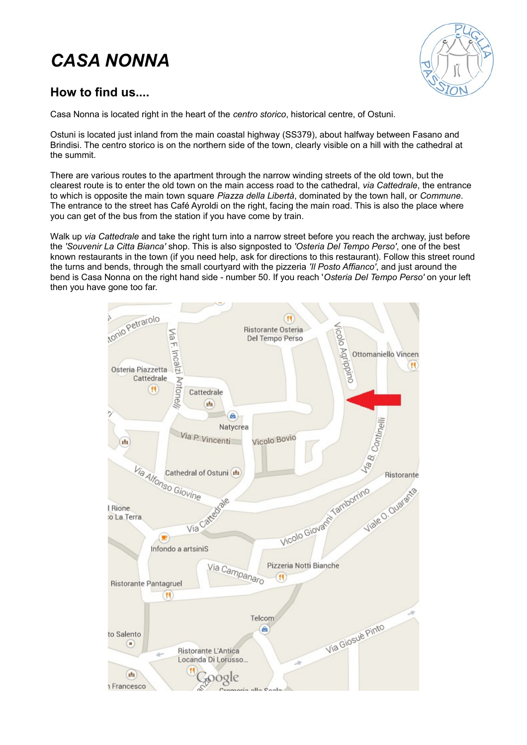# CASA NONNA

## How to find us....

Casa Nonna is located right in the heart of the *centro storico*, historical centre, of Ostuni.

Ostuni is located just inland from the main coastal highway (SS379), about halfway between Fasano and Brindisi. The centro storico is on the northern side of the town, clearly visible on a hill with the cathedral at the summit.

There are various routes to the apartment through the narrow winding streets of the old town, but the clearest route is to enter the old town on the main access road to the cathedral, *via Cattedrale*, the entrance to which is opposite the main town square *Piazza della Libertà*, dominated by the town hall, or *Commune*. The entrance to the street has Café Ayroldi on the right, facing the main road. This is also the place where you can get of the bus from the station if you have come by train.

Walk up *via Cattedrale* and take the right turn into a narrow street before you reach the archway, just before the *'Souvenir La Citta Bianca'* shop. This is also signposted to *'Osteria Del Tempo Perso'*, one of the best known restaurants in the town (if you need help, ask for directions to this restaurant). Follow this street round the turns and bends, through the small courtyard with the pizzeria *'Il Posto Affianco'*, and just around the bend is Casa Nonna on the right hand side - number 50. If you reach '*Osteria Del Tempo Perso'* on your left then you have gone too far.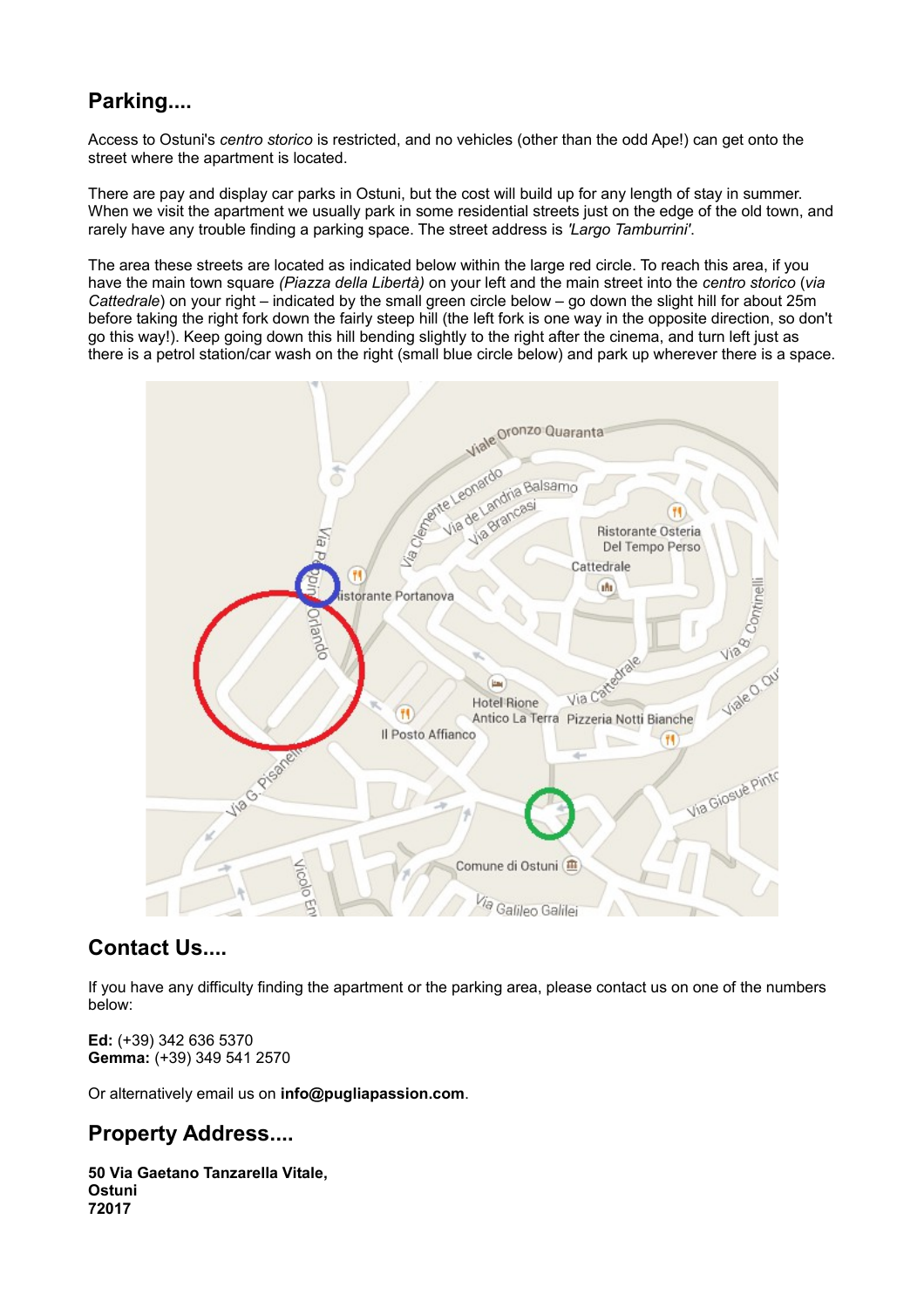## Parking....

Access to Ostuni's *centro storico* is restricted, and no vehicles (other than the odd Ape!) can get onto the street where the apartment is located.

There are pay and display car parks in Ostuni, but the cost will build up for any length of stay in summer. When we visit the apartment we usually park in some residential streets just on the edge of the old town, and rarely have any trouble finding a parking space. The street address is *'Largo Tamburrini'*.

The area these streets are located as indicated below within the large red circle. To reach this area, if you have the main town square *(Piazza della Libertà)* on your left and the main street into the *centro storico* (*via Cattedrale*) on your right – indicated by the small green circle below – go down the slight hill for about 25m before taking the right fork down the fairly steep hill (the left fork is one way in the opposite direction, so don't go this way!). Keep going down this hill bending slightly to the right after the cinema, and turn left just as there is a petrol station/car wash on the right (small blue circle below) and park up wherever there is a space.

Viale Oronzo Quaranta
Via Clemente Leonardo
Via de Landria Balsamo
Via Brancasi
Ristorante Osteria Del Tempo Perso
Cattedrale
Via Pepino Orlando
Ristorante Portanova
Via B. Continelli
Via Cattedrale
Hotel Rione Antico La Terra
Pizzeria Notti Bianche
Viale O. Qu
Il Posto Affianco
Via G. Pisanelli
Via Giosuè Pinto
Comune di Ostuni
Vicolo En
Via Galileo Galilei

## Contact Us....

If you have any difficulty finding the apartment or the parking area, please contact us on one of the numbers below:

**Ed:** (+39) 342 636 5370
**Gemma:** (+39) 349 541 2570

Or alternatively email us on **info@pugliapassion.com**.

## Property Address....

**50 Via Gaetano Tanzarella Vitale,**
**Ostuni**
**72017**